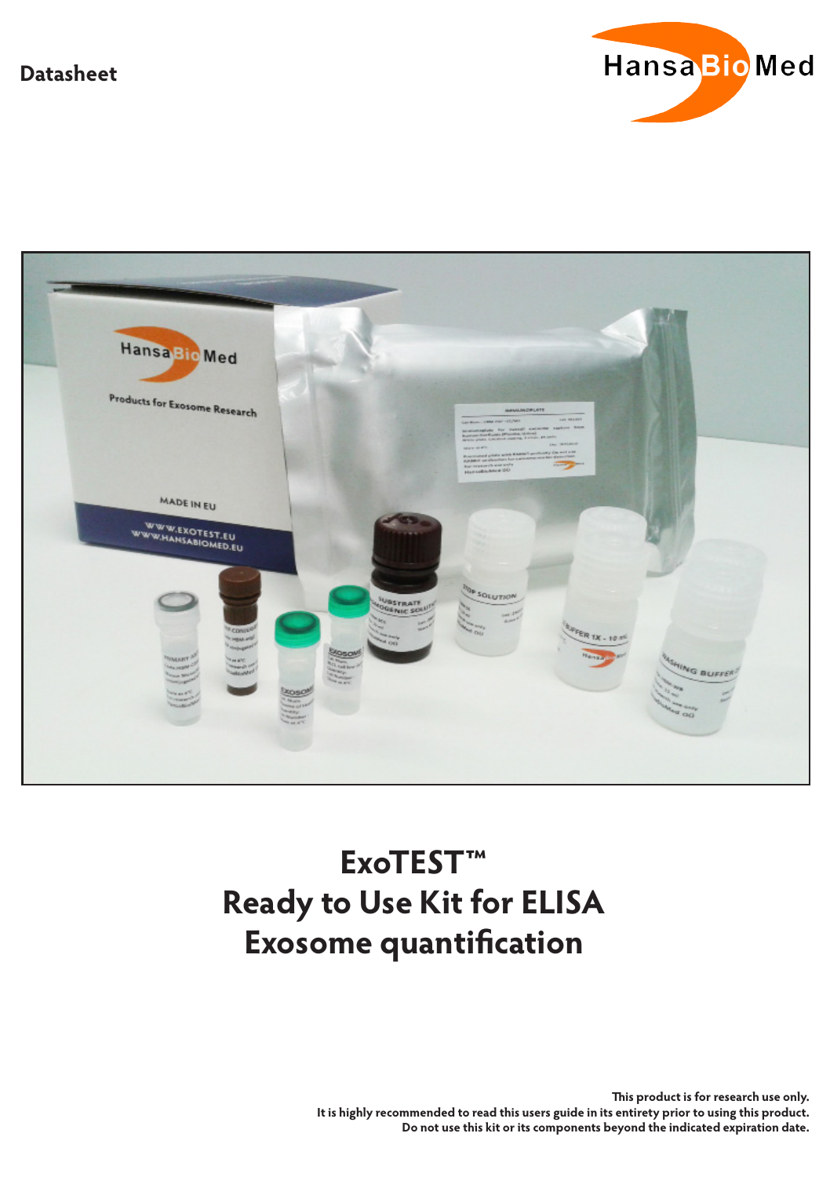Datasheet

HansaBioMed

# ExoTEST™
# Ready to Use Kit for ELISA
# Exosome quantification

**This product is for research use only.**
**It is highly recommended to read this users guide in its entirety prior to using this product.**
**Do not use this kit or its components beyond the indicated expiration date.**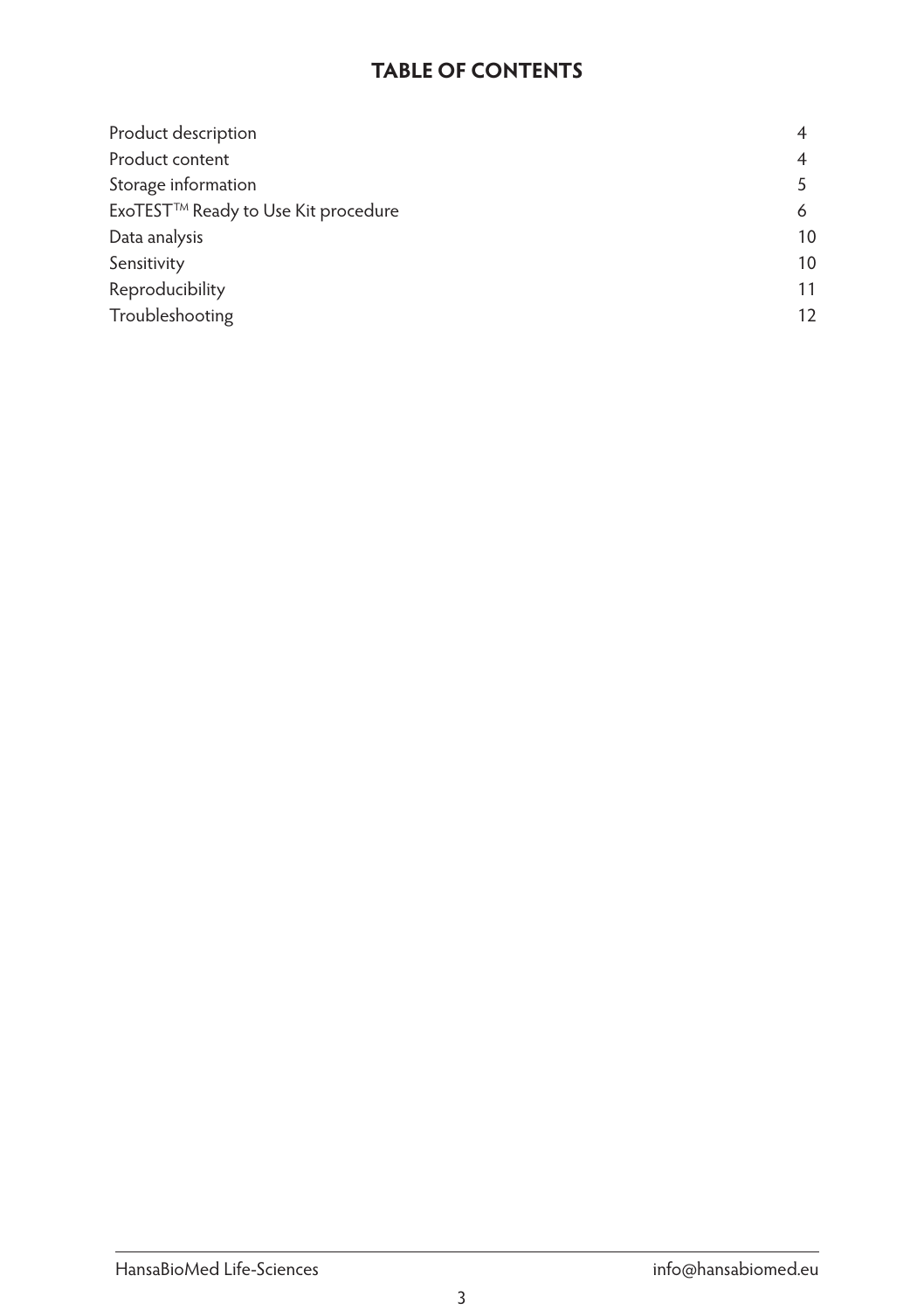# TABLE OF CONTENTS

| | |
|---|---|
| Product description | 4 |
| Product content | 4 |
| Storage information | 5 |
| ExoTEST™ Ready to Use Kit procedure | 6 |
| Data analysis | 10 |
| Sensitivity | 10 |
| Reproducibility | 11 |
| Troubleshooting | 12 |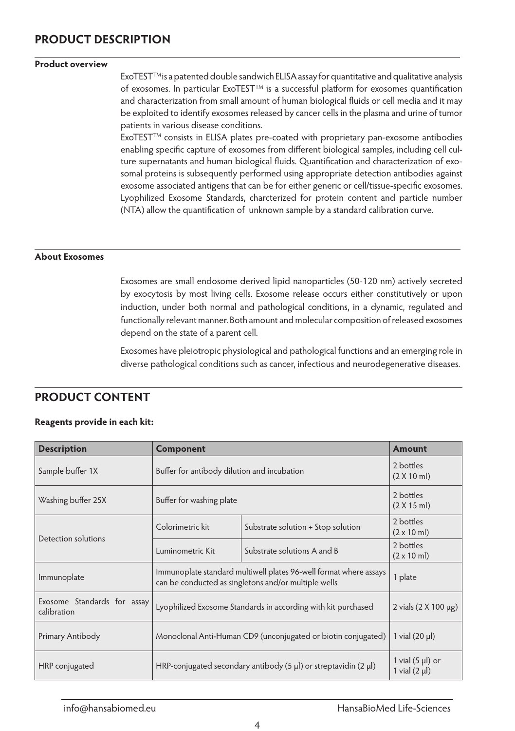## PRODUCT DESCRIPTION

**Product overview**

ExoTEST™ is a patented double sandwich ELISA assay for quantitative and qualitative analysis of exosomes. In particular ExoTEST™ is a successful platform for exosomes quantification and characterization from small amount of human biological fluids or cell media and it may be exploited to identify exosomes released by cancer cells in the plasma and urine of tumor patients in various disease conditions.

ExoTEST™ consists in ELISA plates pre-coated with proprietary pan-exosome antibodies enabling specific capture of exosomes from different biological samples, including cell culture supernatants and human biological fluids. Quantification and characterization of exosomal proteins is subsequently performed using appropriate detection antibodies against exosome associated antigens that can be for either generic or cell/tissue-specific exosomes. Lyophilized Exosome Standards, charcterized for protein content and particle number (NTA) allow the quantification of unknown sample by a standard calibration curve.

**About Exosomes**

Exosomes are small endosome derived lipid nanoparticles (50-120 nm) actively secreted by exocytosis by most living cells. Exosome release occurs either constitutively or upon induction, under both normal and pathological conditions, in a dynamic, regulated and functionally relevant manner. Both amount and molecular composition of released exosomes depend on the state of a parent cell.

Exosomes have pleiotropic physiological and pathological functions and an emerging role in diverse pathological conditions such as cancer, infectious and neurodegenerative diseases.

## PRODUCT CONTENT

**Reagents provide in each kit:**

| Description | Component | | Amount |
|---|---|---|---|
| Sample buffer 1X | Buffer for antibody dilution and incubation | | 2 bottles (2 X 10 ml) |
| Washing buffer 25X | Buffer for washing plate | | 2 bottles (2 X 15 ml) |
| Detection solutions | Colorimetric kit | Substrate solution + Stop solution | 2 bottles (2 x 10 ml) |
| | Luminometric Kit | Substrate solutions A and B | 2 bottles (2 x 10 ml) |
| Immunoplate | Immunoplate standard multiwell plates 96-well format where assays can be conducted as singletons and/or multiple wells | | 1 plate |
| Exosome Standards for assay calibration | Lyophilized Exosome Standards in according with kit purchased | | 2 vials (2 X 100 µg) |
| Primary Antibody | Monoclonal Anti-Human CD9 (unconjugated or biotin conjugated) | | 1 vial (20 µl) |
| HRP conjugated | HRP-conjugated secondary antibody (5 µl) or streptavidin (2 µl) | | 1 vial (5 µl) or 1 vial (2 µl) |

info@hansabiomed.eu HansaBioMed Life-Sciences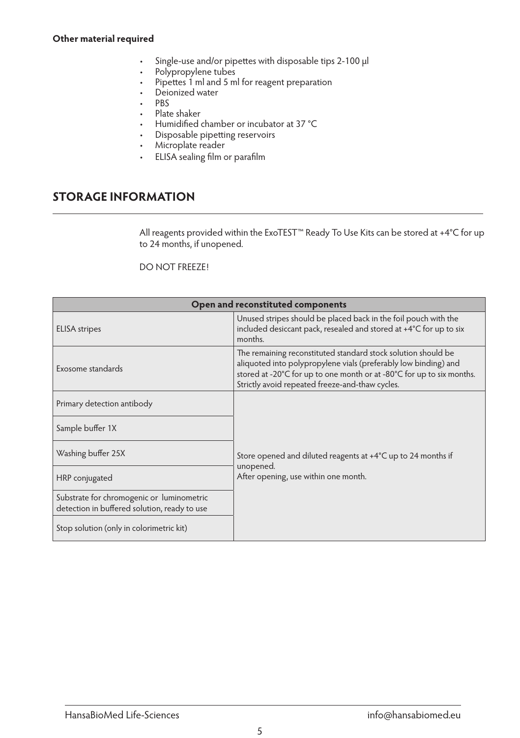**Other material required**

- Single-use and/or pipettes with disposable tips 2-100 µl
- Polypropylene tubes
- Pipettes 1 ml and 5 ml for reagent preparation
- Deionized water
- PBS
- Plate shaker
- Humidified chamber or incubator at 37 °C
- Disposable pipetting reservoirs
- Microplate reader
- ELISA sealing film or parafilm

## STORAGE INFORMATION

All reagents provided within the ExoTEST™ Ready To Use Kits can be stored at +4°C for up to 24 months, if unopened.

DO NOT FREEZE!

| Open and reconstituted components | |
|---|---|
| ELISA stripes | Unused stripes should be placed back in the foil pouch with the included desiccant pack, resealed and stored at +4°C for up to six months. |
| Exosome standards | The remaining reconstituted standard stock solution should be aliquoted into polypropylene vials (preferably low binding) and stored at -20°C for up to one month or at -80°C for up to six months. Strictly avoid repeated freeze-and-thaw cycles. |
| Primary detection antibody | Store opened and diluted reagents at +4°C up to 24 months if unopened.<br>After opening, use within one month. |
| Sample buffer 1X | |
| Washing buffer 25X | |
| HRP conjugated | |
| Substrate for chromogenic or luminometric detection in buffered solution, ready to use | |
| Stop solution (only in colorimetric kit) | |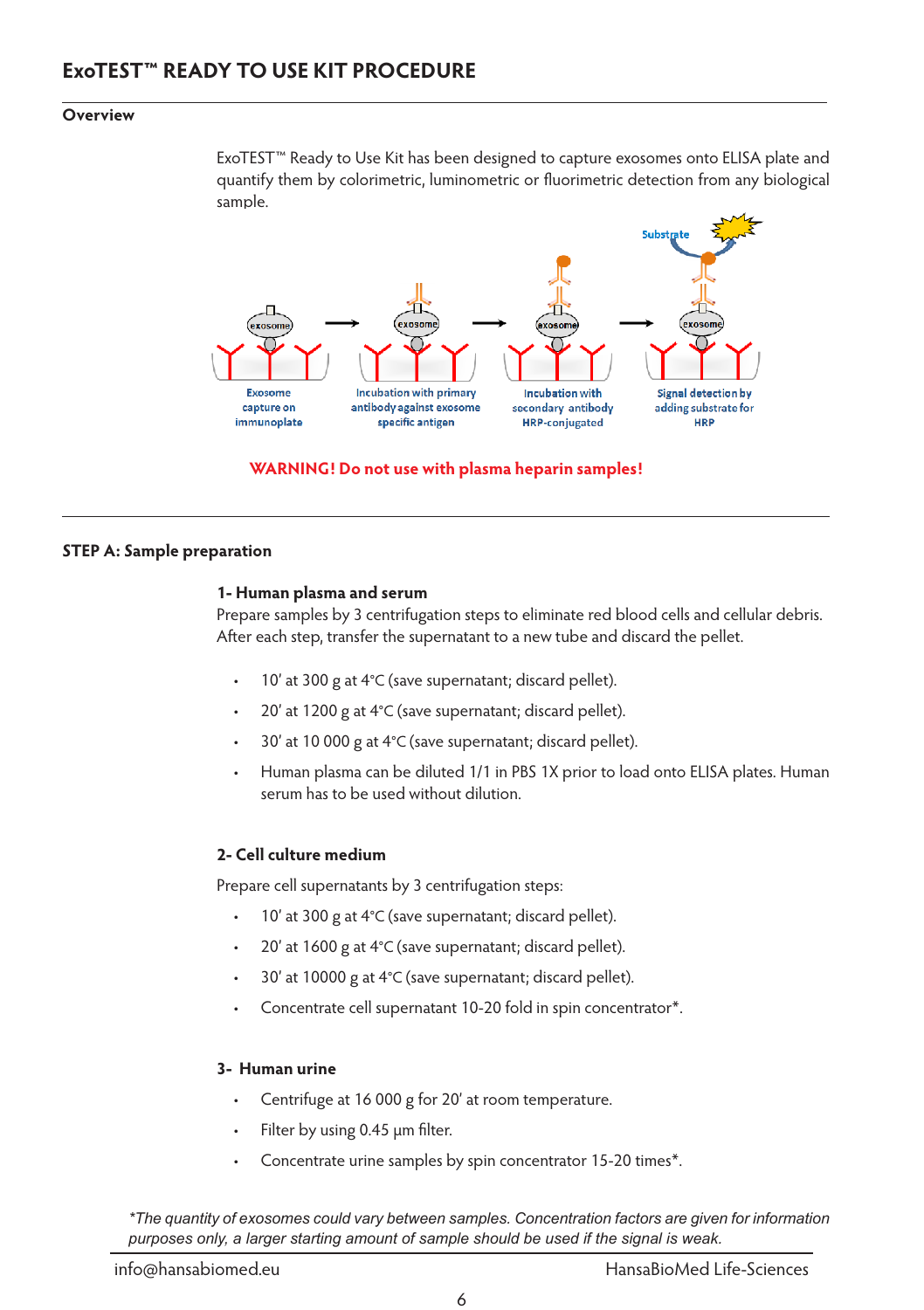# ExoTEST™ READY TO USE KIT PROCEDURE

## Overview

ExoTEST™ Ready to Use Kit has been designed to capture exosomes onto ELISA plate and quantify them by colorimetric, luminometric or fluorimetric detection from any biological sample.

Exosome capture on immunoplate → Incubation with primary antibody against exosome specific antigen → Incubation with secondary antibody HRP-conjugated → Signal detection by adding substrate for HRP

**WARNING! Do not use with plasma heparin samples!**

## STEP A: Sample preparation

### 1- Human plasma and serum

Prepare samples by 3 centrifugation steps to eliminate red blood cells and cellular debris. After each step, transfer the supernatant to a new tube and discard the pellet.

- 10' at 300 g at 4°C (save supernatant; discard pellet).
- 20' at 1200 g at 4°C (save supernatant; discard pellet).
- 30' at 10 000 g at 4°C (save supernatant; discard pellet).
- Human plasma can be diluted 1/1 in PBS 1X prior to load onto ELISA plates. Human serum has to be used without dilution.

### 2- Cell culture medium

Prepare cell supernatants by 3 centrifugation steps:

- 10' at 300 g at 4°C (save supernatant; discard pellet).
- 20' at 1600 g at 4°C (save supernatant; discard pellet).
- 30' at 10000 g at 4°C (save supernatant; discard pellet).
- Concentrate cell supernatant 10-20 fold in spin concentrator*.

### 3- Human urine

- Centrifuge at 16 000 g for 20' at room temperature.
- Filter by using 0.45 µm filter.
- Concentrate urine samples by spin concentrator 15-20 times*.

*\*The quantity of exosomes could vary between samples. Concentration factors are given for information purposes only, a larger starting amount of sample should be used if the signal is weak.*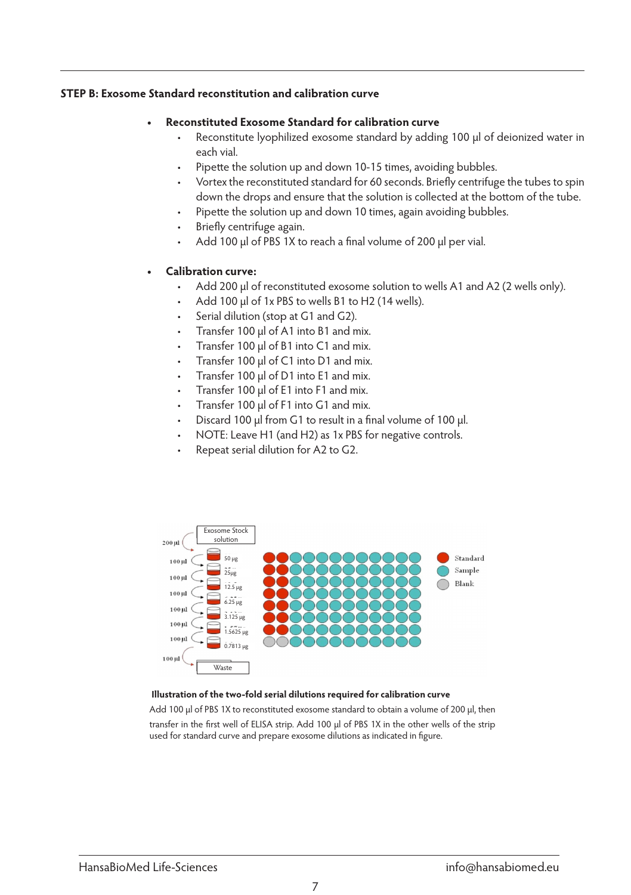**STEP B: Exosome Standard reconstitution and calibration curve**

- **Reconstituted Exosome Standard for calibration curve**
  - Reconstitute lyophilized exosome standard by adding 100 µl of deionized water in each vial.
  - Pipette the solution up and down 10-15 times, avoiding bubbles.
  - Vortex the reconstituted standard for 60 seconds. Briefly centrifuge the tubes to spin down the drops and ensure that the solution is collected at the bottom of the tube.
  - Pipette the solution up and down 10 times, again avoiding bubbles.
  - Briefly centrifuge again.
  - Add 100 µl of PBS 1X to reach a final volume of 200 µl per vial.

- **Calibration curve:**
  - Add 200 µl of reconstituted exosome solution to wells A1 and A2 (2 wells only).
  - Add 100 µl of 1x PBS to wells B1 to H2 (14 wells).
  - Serial dilution (stop at G1 and G2).
  - Transfer 100 µl of A1 into B1 and mix.
  - Transfer 100 µl of B1 into C1 and mix.
  - Transfer 100 µl of C1 into D1 and mix.
  - Transfer 100 µl of D1 into E1 and mix.
  - Transfer 100 µl of E1 into F1 and mix.
  - Transfer 100 µl of F1 into G1 and mix.
  - Discard 100 µl from G1 to result in a final volume of 100 µl.
  - NOTE: Leave H1 (and H2) as 1x PBS for negative controls.
  - Repeat serial dilution for A2 to G2.

Exosome Stock solution

200 µl

100 µl — 50 µg
100 µl — 25µg
100 µl — 12.5 µg
100 µl — 6.25 µg
100 µl — 3.125 µg
100 µl — 1.5625 µg
100 µl — 0.7813 µg

100 µl — Waste

Standard / Sample / Blank

**Illustration of the two-fold serial dilutions required for calibration curve**

Add 100 µl of PBS 1X to reconstituted exosome standard to obtain a volume of 200 µl, then transfer in the first well of ELISA strip. Add 100 µl of PBS 1X in the other wells of the strip used for standard curve and prepare exosome dilutions as indicated in figure.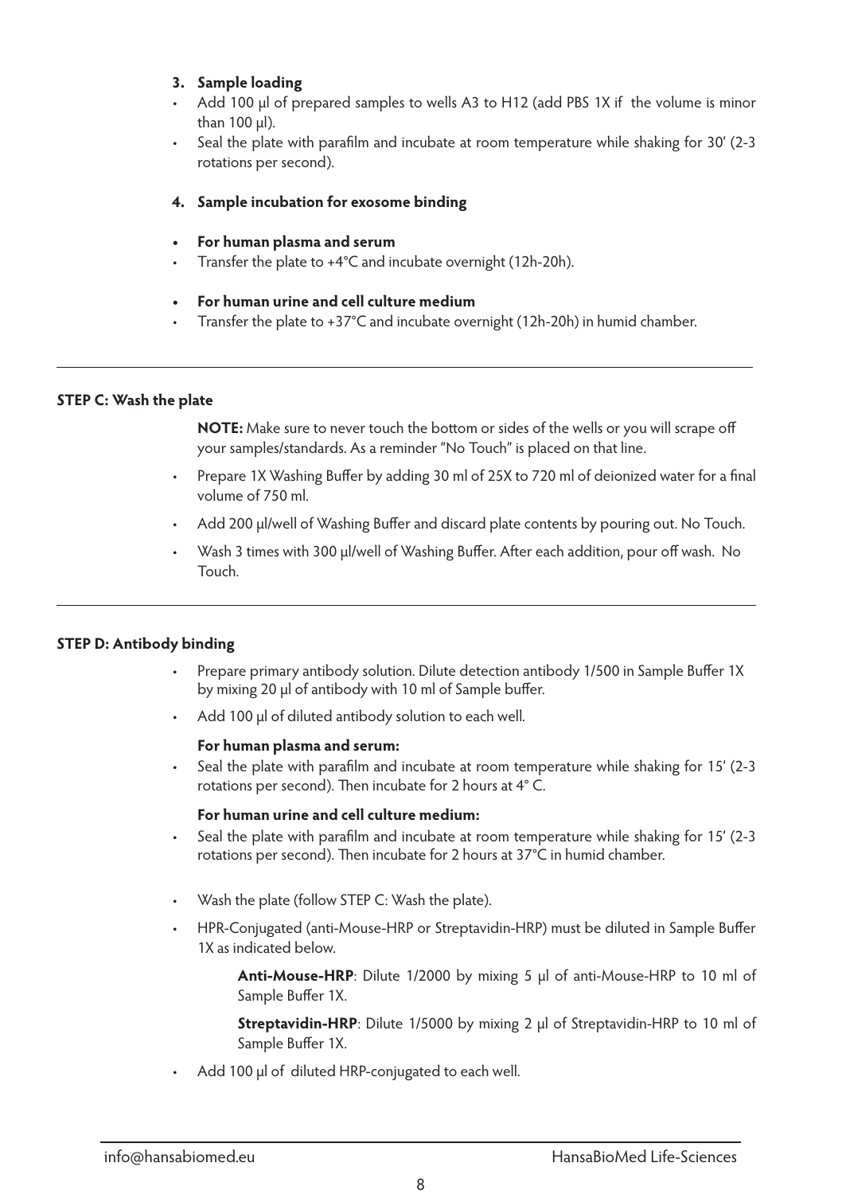**3. Sample loading**

- Add 100 µl of prepared samples to wells A3 to H12 (add PBS 1X if the volume is minor than 100 µl).
- Seal the plate with parafilm and incubate at room temperature while shaking for 30' (2-3 rotations per second).

**4. Sample incubation for exosome binding**

- **For human plasma and serum**
- Transfer the plate to +4°C and incubate overnight (12h-20h).

- **For human urine and cell culture medium**
- Transfer the plate to +37°C and incubate overnight (12h-20h) in humid chamber.

---

**STEP C: Wash the plate**

**NOTE:** Make sure to never touch the bottom or sides of the wells or you will scrape off your samples/standards. As a reminder "No Touch" is placed on that line.

- Prepare 1X Washing Buffer by adding 30 ml of 25X to 720 ml of deionized water for a final volume of 750 ml.
- Add 200 µl/well of Washing Buffer and discard plate contents by pouring out. No Touch.
- Wash 3 times with 300 µl/well of Washing Buffer. After each addition, pour off wash. No Touch.

---

**STEP D: Antibody binding**

- Prepare primary antibody solution. Dilute detection antibody 1/500 in Sample Buffer 1X by mixing 20 µl of antibody with 10 ml of Sample buffer.
- Add 100 µl of diluted antibody solution to each well.

**For human plasma and serum:**

- Seal the plate with parafilm and incubate at room temperature while shaking for 15' (2-3 rotations per second). Then incubate for 2 hours at 4° C.

**For human urine and cell culture medium:**

- Seal the plate with parafilm and incubate at room temperature while shaking for 15' (2-3 rotations per second). Then incubate for 2 hours at 37°C in humid chamber.

- Wash the plate (follow STEP C: Wash the plate).
- HPR-Conjugated (anti-Mouse-HRP or Streptavidin-HRP) must be diluted in Sample Buffer 1X as indicated below.

  **Anti-Mouse-HRP**: Dilute 1/2000 by mixing 5 µl of anti-Mouse-HRP to 10 ml of Sample Buffer 1X.

  **Streptavidin-HRP**: Dilute 1/5000 by mixing 2 µl of Streptavidin-HRP to 10 ml of Sample Buffer 1X.

- Add 100 µl of diluted HRP-conjugated to each well.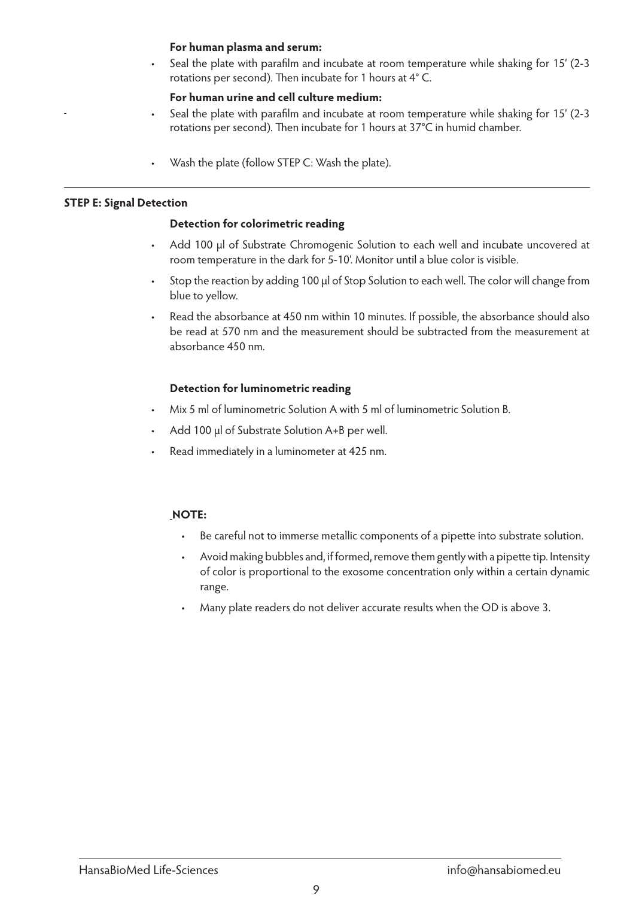**For human plasma and serum:**

- Seal the plate with parafilm and incubate at room temperature while shaking for 15' (2-3 rotations per second). Then incubate for 1 hours at 4° C.

**For human urine and cell culture medium:**

- Seal the plate with parafilm and incubate at room temperature while shaking for 15' (2-3 rotations per second). Then incubate for 1 hours at 37°C in humid chamber.

- Wash the plate (follow STEP C: Wash the plate).

---

**STEP E: Signal Detection**

**Detection for colorimetric reading**

- Add 100 µl of Substrate Chromogenic Solution to each well and incubate uncovered at room temperature in the dark for 5-10'. Monitor until a blue color is visible.
- Stop the reaction by adding 100 µl of Stop Solution to each well. The color will change from blue to yellow.
- Read the absorbance at 450 nm within 10 minutes. If possible, the absorbance should also be read at 570 nm and the measurement should be subtracted from the measurement at absorbance 450 nm.

**Detection for luminometric reading**

- Mix 5 ml of luminometric Solution A with 5 ml of luminometric Solution B.
- Add 100 µl of Substrate Solution A+B per well.
- Read immediately in a luminometer at 425 nm.

**NOTE:**

- Be careful not to immerse metallic components of a pipette into substrate solution.
- Avoid making bubbles and, if formed, remove them gently with a pipette tip. Intensity of color is proportional to the exosome concentration only within a certain dynamic range.
- Many plate readers do not deliver accurate results when the OD is above 3.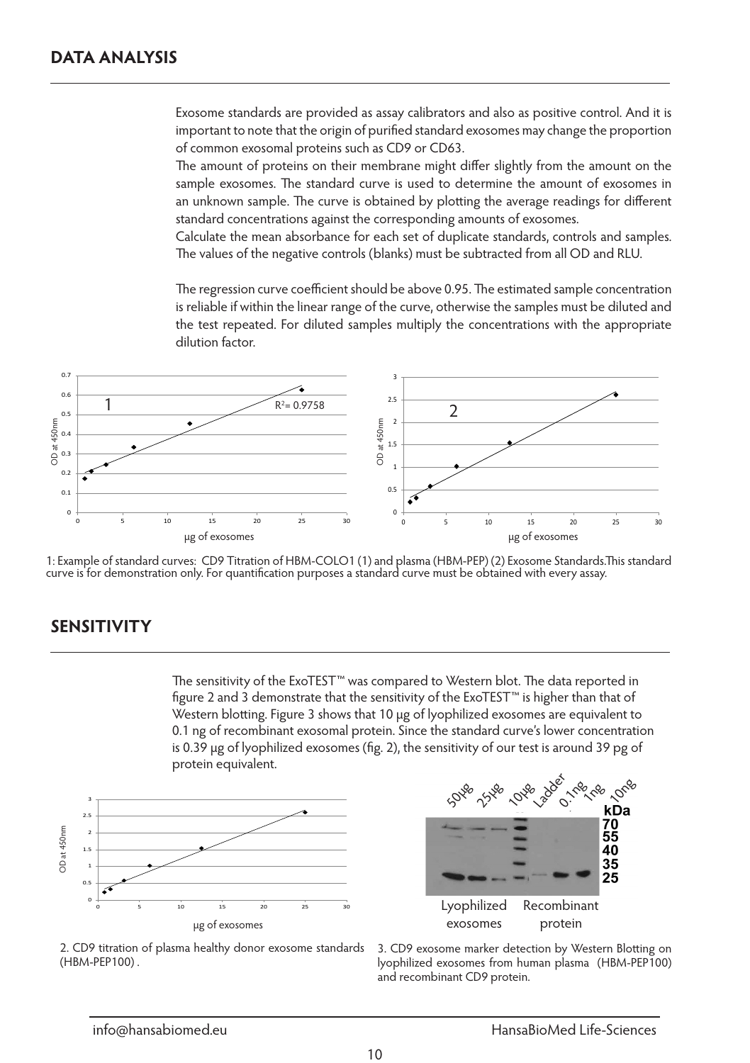## DATA ANALYSIS

Exosome standards are provided as assay calibrators and also as positive control. And it is important to note that the origin of purified standard exosomes may change the proportion of common exosomal proteins such as CD9 or CD63.

The amount of proteins on their membrane might differ slightly from the amount on the sample exosomes. The standard curve is used to determine the amount of exosomes in an unknown sample. The curve is obtained by plotting the average readings for different standard concentrations against the corresponding amounts of exosomes.

Calculate the mean absorbance for each set of duplicate standards, controls and samples. The values of the negative controls (blanks) must be subtracted from all OD and RLU.

The regression curve coefficient should be above 0.95. The estimated sample concentration is reliable if within the linear range of the curve, otherwise the samples must be diluted and the test repeated. For diluted samples multiply the concentrations with the appropriate dilution factor.

1: Example of standard curves: CD9 Titration of HBM-COLO1 (1) and plasma (HBM-PEP) (2) Exosome Standards.This standard curve is for demonstration only. For quantification purposes a standard curve must be obtained with every assay.

## SENSITIVITY

The sensitivity of the ExoTEST™ was compared to Western blot. The data reported in figure 2 and 3 demonstrate that the sensitivity of the ExoTEST™ is higher than that of Western blotting. Figure 3 shows that 10 µg of lyophilized exosomes are equivalent to 0.1 ng of recombinant exosomal protein. Since the standard curve's lower concentration is 0.39 µg of lyophilized exosomes (fig. 2), the sensitivity of our test is around 39 pg of protein equivalent.

2. CD9 titration of plasma healthy donor exosome standards (HBM-PEP100) .

3. CD9 exosome marker detection by Western Blotting on lyophilized exosomes from human plasma (HBM-PEP100) and recombinant CD9 protein.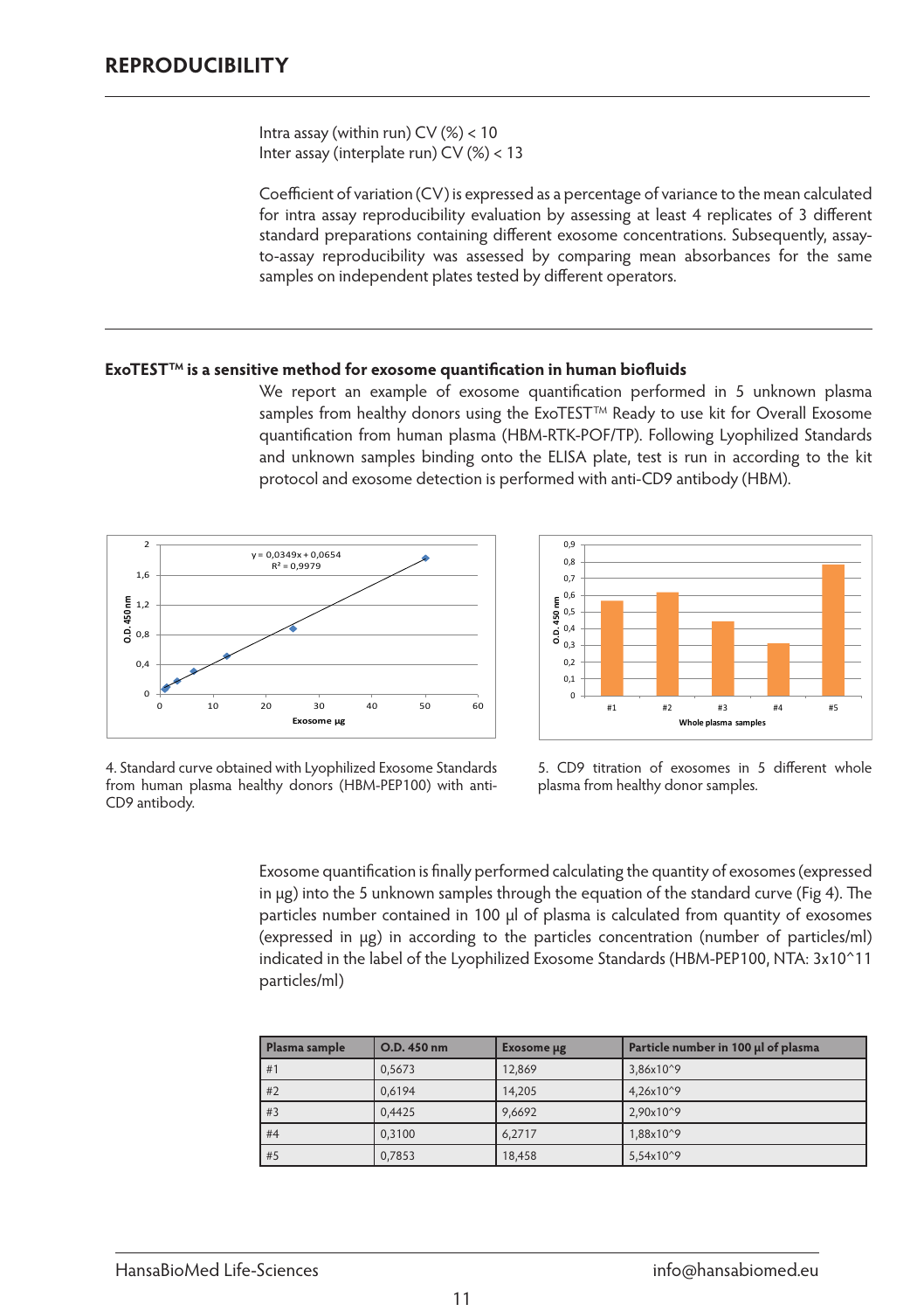## REPRODUCIBILITY

Intra assay (within run) CV (%) < 10
Inter assay (interplate run) CV (%) < 13

Coefficient of variation (CV) is expressed as a percentage of variance to the mean calculated for intra assay reproducibility evaluation by assessing at least 4 replicates of 3 different standard preparations containing different exosome concentrations. Subsequently, assay-to-assay reproducibility was assessed by comparing mean absorbances for the same samples on independent plates tested by different operators.

### ExoTEST™ is a sensitive method for exosome quantification in human biofluids

We report an example of exosome quantification performed in 5 unknown plasma samples from healthy donors using the ExoTEST™ Ready to use kit for Overall Exosome quantification from human plasma (HBM-RTK-POF/TP). Following Lyophilized Standards and unknown samples binding onto the ELISA plate, test is run in according to the kit protocol and exosome detection is performed with anti-CD9 antibody (HBM).

4. Standard curve obtained with Lyophilized Exosome Standards from human plasma healthy donors (HBM-PEP100) with anti-CD9 antibody.

5. CD9 titration of exosomes in 5 different whole plasma from healthy donor samples.

Exosome quantification is finally performed calculating the quantity of exosomes (expressed in µg) into the 5 unknown samples through the equation of the standard curve (Fig 4). The particles number contained in 100 µl of plasma is calculated from quantity of exosomes (expressed in µg) in according to the particles concentration (number of particles/ml) indicated in the label of the Lyophilized Exosome Standards (HBM-PEP100, NTA: 3x10^11 particles/ml)

| Plasma sample | O.D. 450 nm | Exosome µg | Particle number in 100 µl of plasma |
|---|---|---|---|
| #1 | 0,5673 | 12,869 | 3,86x10^9 |
| #2 | 0,6194 | 14,205 | 4,26x10^9 |
| #3 | 0,4425 | 9,6692 | 2,90x10^9 |
| #4 | 0,3100 | 6,2717 | 1,88x10^9 |
| #5 | 0,7853 | 18,458 | 5,54x10^9 |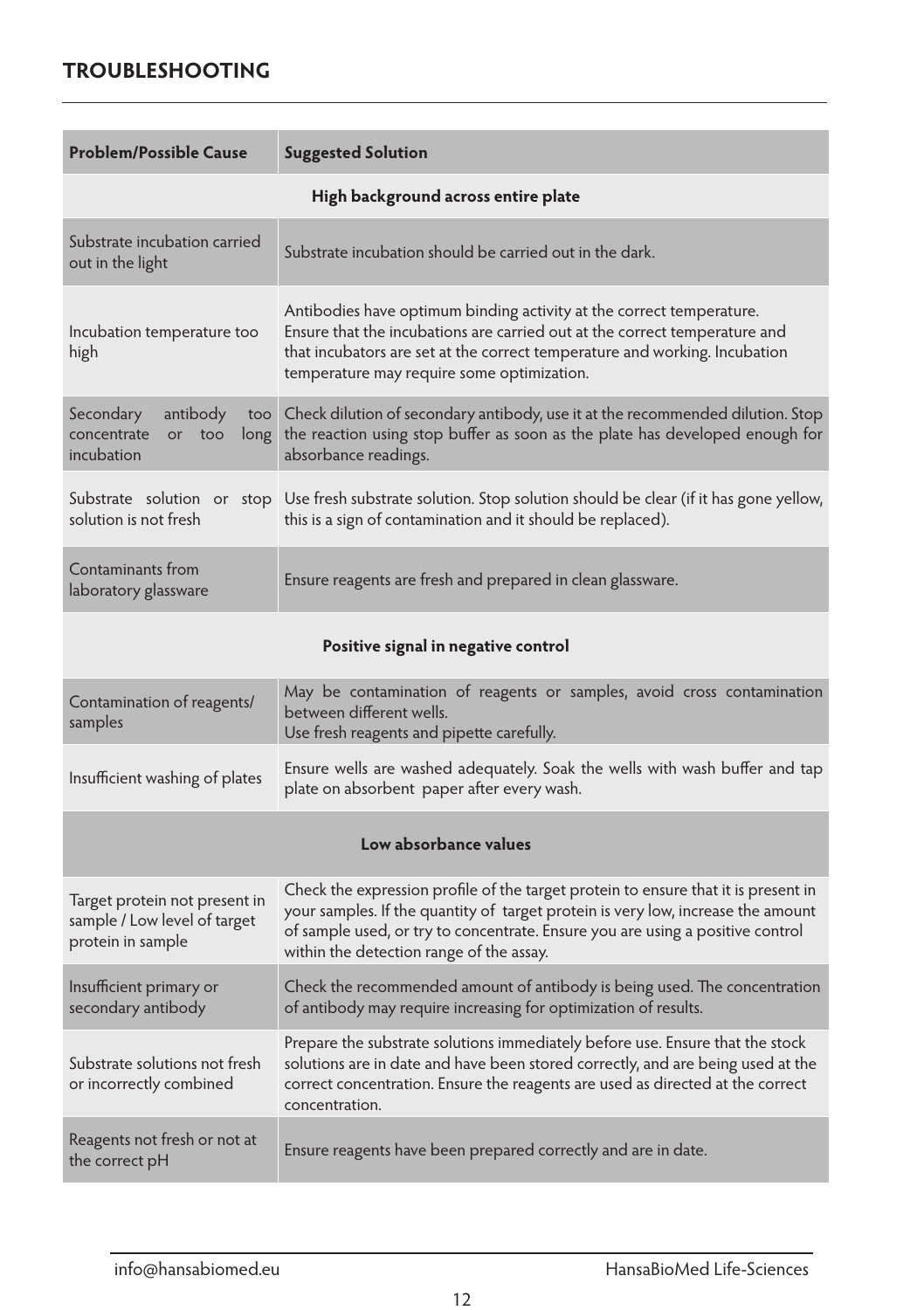## TROUBLESHOOTING

| Problem/Possible Cause | Suggested Solution |
|---|---|
| **High background across entire plate** | |
| Substrate incubation carried out in the light | Substrate incubation should be carried out in the dark. |
| Incubation temperature too high | Antibodies have optimum binding activity at the correct temperature. Ensure that the incubations are carried out at the correct temperature and that incubators are set at the correct temperature and working. Incubation temperature may require some optimization. |
| Secondary antibody too concentrate or too long incubation | Check dilution of secondary antibody, use it at the recommended dilution. Stop the reaction using stop buffer as soon as the plate has developed enough for absorbance readings. |
| Substrate solution or stop solution is not fresh | Use fresh substrate solution. Stop solution should be clear (if it has gone yellow, this is a sign of contamination and it should be replaced). |
| Contaminants from laboratory glassware | Ensure reagents are fresh and prepared in clean glassware. |
| **Positive signal in negative control** | |
| Contamination of reagents/ samples | May be contamination of reagents or samples, avoid cross contamination between different wells. Use fresh reagents and pipette carefully. |
| Insufficient washing of plates | Ensure wells are washed adequately. Soak the wells with wash buffer and tap plate on absorbent paper after every wash. |
| **Low absorbance values** | |
| Target protein not present in sample / Low level of target protein in sample | Check the expression profile of the target protein to ensure that it is present in your samples. If the quantity of target protein is very low, increase the amount of sample used, or try to concentrate. Ensure you are using a positive control within the detection range of the assay. |
| Insufficient primary or secondary antibody | Check the recommended amount of antibody is being used. The concentration of antibody may require increasing for optimization of results. |
| Substrate solutions not fresh or incorrectly combined | Prepare the substrate solutions immediately before use. Ensure that the stock solutions are in date and have been stored correctly, and are being used at the correct concentration. Ensure the reagents are used as directed at the correct concentration. |
| Reagents not fresh or not at the correct pH | Ensure reagents have been prepared correctly and are in date. |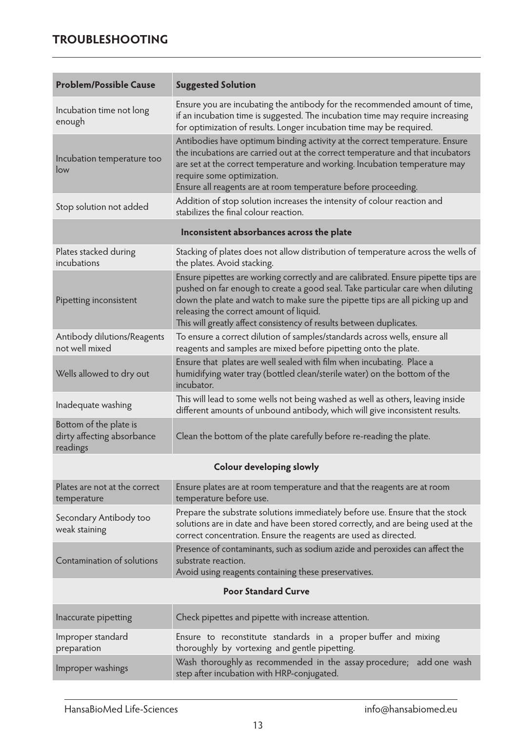## TROUBLESHOOTING

| Problem/Possible Cause | Suggested Solution |
|---|---|
| Incubation time not long enough | Ensure you are incubating the antibody for the recommended amount of time, if an incubation time is suggested. The incubation time may require increasing for optimization of results. Longer incubation time may be required. |
| Incubation temperature too low | Antibodies have optimum binding activity at the correct temperature. Ensure the incubations are carried out at the correct temperature and that incubators are set at the correct temperature and working. Incubation temperature may require some optimization.<br>Ensure all reagents are at room temperature before proceeding. |
| Stop solution not added | Addition of stop solution increases the intensity of colour reaction and stabilizes the final colour reaction. |
| **Inconsistent absorbances across the plate** | |
| Plates stacked during incubations | Stacking of plates does not allow distribution of temperature across the wells of the plates. Avoid stacking. |
| Pipetting inconsistent | Ensure pipettes are working correctly and are calibrated. Ensure pipette tips are pushed on far enough to create a good seal. Take particular care when diluting down the plate and watch to make sure the pipette tips are all picking up and releasing the correct amount of liquid.<br>This will greatly affect consistency of results between duplicates. |
| Antibody dilutions/Reagents not well mixed | To ensure a correct dilution of samples/standards across wells, ensure all reagents and samples are mixed before pipetting onto the plate. |
| Wells allowed to dry out | Ensure that plates are well sealed with film when incubating. Place a humidifying water tray (bottled clean/sterile water) on the bottom of the incubator. |
| Inadequate washing | This will lead to some wells not being washed as well as others, leaving inside different amounts of unbound antibody, which will give inconsistent results. |
| Bottom of the plate is dirty affecting absorbance readings | Clean the bottom of the plate carefully before re-reading the plate. |
| **Colour developing slowly** | |
| Plates are not at the correct temperature | Ensure plates are at room temperature and that the reagents are at room temperature before use. |
| Secondary Antibody too weak staining | Prepare the substrate solutions immediately before use. Ensure that the stock solutions are in date and have been stored correctly, and are being used at the correct concentration. Ensure the reagents are used as directed. |
| Contamination of solutions | Presence of contaminants, such as sodium azide and peroxides can affect the substrate reaction.<br>Avoid using reagents containing these preservatives. |
| **Poor Standard Curve** | |
| Inaccurate pipetting | Check pipettes and pipette with increase attention. |
| Improper standard preparation | Ensure to reconstitute standards in a proper buffer and mixing thoroughly by vortexing and gentle pipetting. |
| Improper washings | Wash thoroughly as recommended in the assay procedure; add one wash step after incubation with HRP-conjugated. |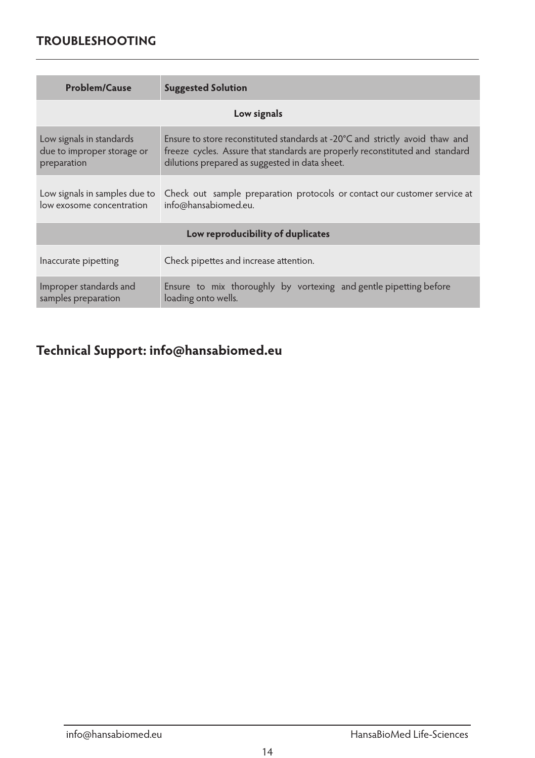## TROUBLESHOOTING

| Problem/Cause | Suggested Solution |
|---|---|
| **Low signals** | |
| Low signals in standards due to improper storage or preparation | Ensure to store reconstituted standards at -20°C and strictly avoid thaw and freeze cycles. Assure that standards are properly reconstituted and standard dilutions prepared as suggested in data sheet. |
| Low signals in samples due to low exosome concentration | Check out sample preparation protocols or contact our customer service at info@hansabiomed.eu. |
| **Low reproducibility of duplicates** | |
| Inaccurate pipetting | Check pipettes and increase attention. |
| Improper standards and samples preparation | Ensure to mix thoroughly by vortexing and gentle pipetting before loading onto wells. |

## Technical Support: info@hansabiomed.eu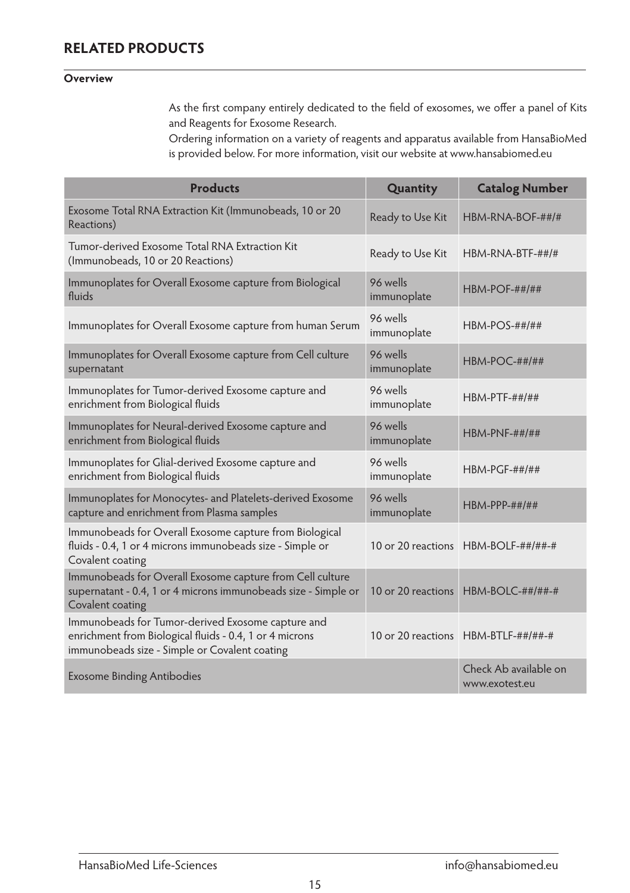## RELATED PRODUCTS

**Overview**

As the first company entirely dedicated to the field of exosomes, we offer a panel of Kits and Reagents for Exosome Research.
Ordering information on a variety of reagents and apparatus available from HansaBioMed is provided below. For more information, visit our website at www.hansabiomed.eu

| Products | Quantity | Catalog Number |
|---|---|---|
| Exosome Total RNA Extraction Kit (Immunobeads, 10 or 20 Reactions) | Ready to Use Kit | HBM-RNA-BOF-##/# |
| Tumor-derived Exosome Total RNA Extraction Kit (Immunobeads, 10 or 20 Reactions) | Ready to Use Kit | HBM-RNA-BTF-##/# |
| Immunoplates for Overall Exosome capture from Biological fluids | 96 wells immunoplate | HBM-POF-##/## |
| Immunoplates for Overall Exosome capture from human Serum | 96 wells immunoplate | HBM-POS-##/## |
| Immunoplates for Overall Exosome capture from Cell culture supernatant | 96 wells immunoplate | HBM-POC-##/## |
| Immunoplates for Tumor-derived Exosome capture and enrichment from Biological fluids | 96 wells immunoplate | HBM-PTF-##/## |
| Immunoplates for Neural-derived Exosome capture and enrichment from Biological fluids | 96 wells immunoplate | HBM-PNF-##/## |
| Immunoplates for Glial-derived Exosome capture and enrichment from Biological fluids | 96 wells immunoplate | HBM-PGF-##/## |
| Immunoplates for Monocytes- and Platelets-derived Exosome capture and enrichment from Plasma samples | 96 wells immunoplate | HBM-PPP-##/## |
| Immunobeads for Overall Exosome capture from Biological fluids - 0.4, 1 or 4 microns immunobeads size - Simple or Covalent coating | 10 or 20 reactions | HBM-BOLF-##/##-# |
| Immunobeads for Overall Exosome capture from Cell culture supernatant - 0.4, 1 or 4 microns immunobeads size - Simple or Covalent coating | 10 or 20 reactions | HBM-BOLC-##/##-# |
| Immunobeads for Tumor-derived Exosome capture and enrichment from Biological fluids - 0.4, 1 or 4 microns immunobeads size - Simple or Covalent coating | 10 or 20 reactions | HBM-BTLF-##/##-# |
| Exosome Binding Antibodies | | Check Ab available on www.exotest.eu |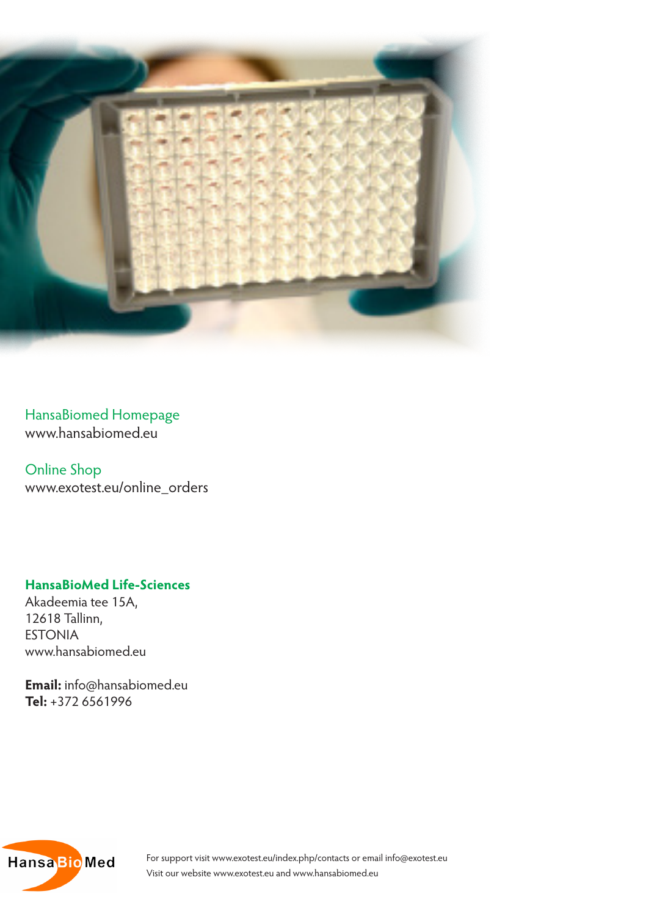HansaBiomed Homepage
www.hansabiomed.eu

Online Shop
www.exotest.eu/online_orders

**HansaBioMed Life-Sciences**
Akadeemia tee 15A,
12618 Tallinn,
ESTONIA
www.hansabiomed.eu

**Email:** info@hansabiomed.eu
**Tel:** +372 6561996

HansaBioMed

For support visit www.exotest.eu/index.php/contacts or email info@exotest.eu
Visit our website www.exotest.eu and www.hansabiomed.eu